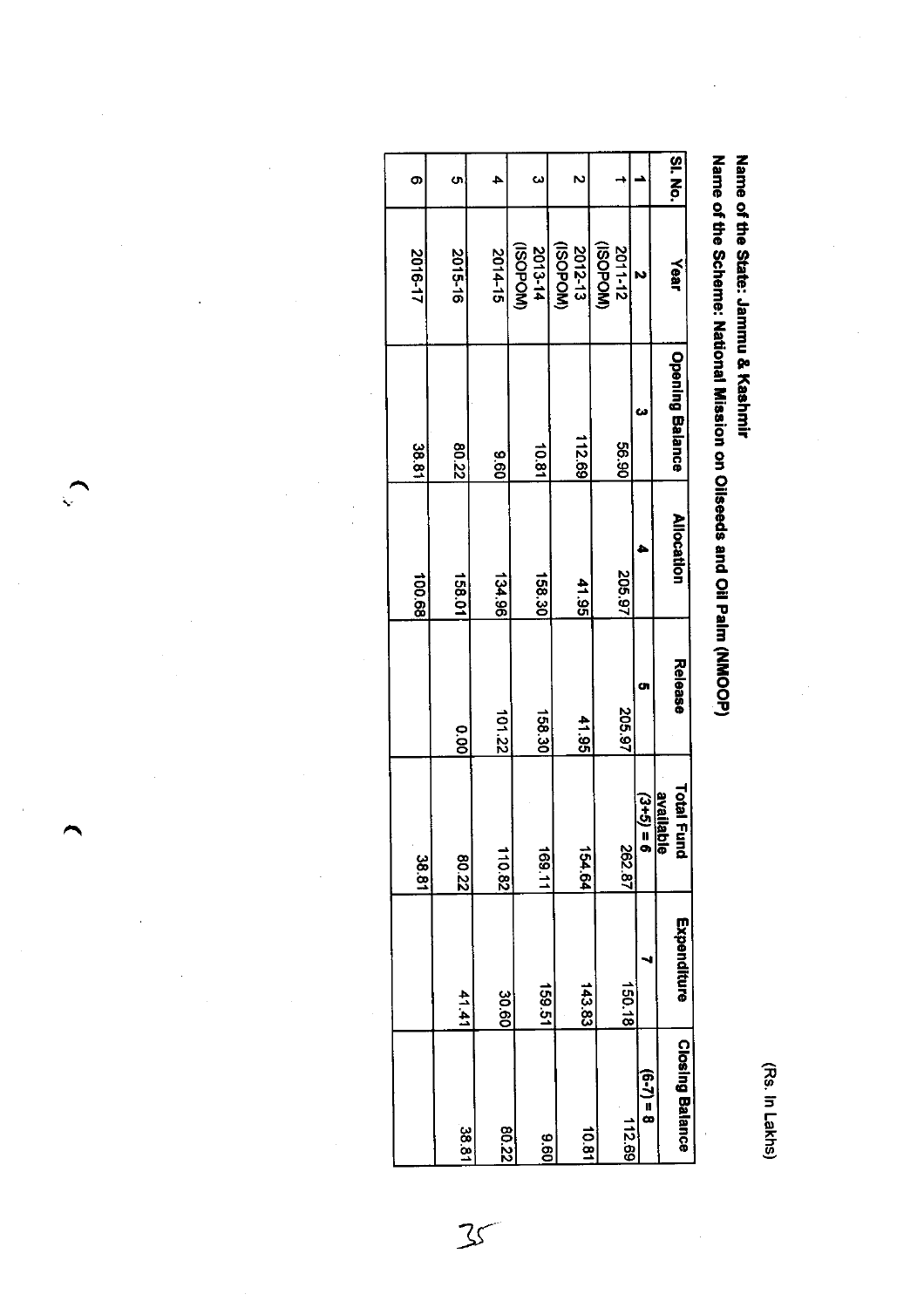**Name of the State: Jammu & Kashmir**

**Name of the Scheme: National Mission on Oilseeds and Oil Palm (NMOOP)**

(Rs. In Lakhs)

| Sl. No. | Year | Opening Balance | Allocation | Release | Total Fund available | Expenditure | Closing Balance |
|---|---|---|---|---|---|---|---|
| 1 | 2 | 3 | 4 | 5 | (3+5) = 6 | 7 | (6-7) = 8 |
| 1 | 2011-12 (ISOPOM) | 56.90 | 205.97 | 205.97 | 262.87 | 150.18 | 112.69 |
| 2 | 2012-13 (ISOPOM) | 112.69 | 41.95 | 41.95 | 154.64 | 143.83 | 10.81 |
| 3 | 2013-14 (ISOPOM) | 10.81 | 158.30 | 158.30 | 169.11 | 159.51 | 9.60 |
| 4 | 2014-15 | 9.60 | 134.96 | 101.22 | 110.82 | 30.60 | 80.22 |
| 5 | 2015-16 | 80.22 | 158.01 | 0.00 | 80.22 | 41.41 | 38.81 |
| 6 | 2016-17 | 38.81 | 100.68 | | 38.81 | | |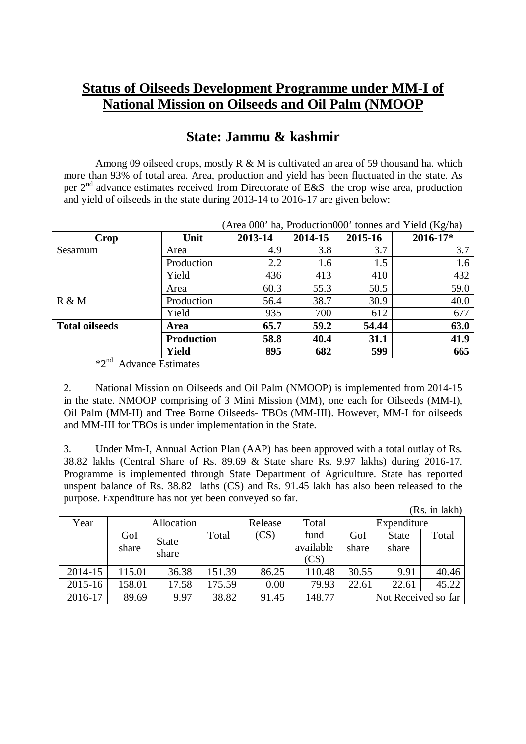# Status of Oilseeds Development Programme under MM-I of National Mission on Oilseeds and Oil Palm (NMOOP

## State: Jammu & kashmir

Among 09 oilseed crops, mostly R & M is cultivated an area of 59 thousand ha. which more than 93% of total area. Area, production and yield has been fluctuated in the state. As per 2nd advance estimates received from Directorate of E&S the crop wise area, production and yield of oilseeds in the state during 2013-14 to 2016-17 are given below:

(Area 000' ha, Production000' tonnes and Yield (Kg/ha)

| Crop | Unit | 2013-14 | 2014-15 | 2015-16 | 2016-17* |
|---|---|---|---|---|---|
| Sesamum | Area | 4.9 | 3.8 | 3.7 | 3.7 |
| | Production | 2.2 | 1.6 | 1.5 | 1.6 |
| | Yield | 436 | 413 | 410 | 432 |
| R & M | Area | 60.3 | 55.3 | 50.5 | 59.0 |
| | Production | 56.4 | 38.7 | 30.9 | 40.0 |
| | Yield | 935 | 700 | 612 | 677 |
| **Total oilseeds** | **Area** | **65.7** | **59.2** | **54.44** | **63.0** |
| | **Production** | **58.8** | **40.4** | **31.1** | **41.9** |
| | **Yield** | **895** | **682** | **599** | **665** |

*2nd Advance Estimates

2. National Mission on Oilseeds and Oil Palm (NMOOP) is implemented from 2014-15 in the state. NMOOP comprising of 3 Mini Mission (MM), one each for Oilseeds (MM-I), Oil Palm (MM-II) and Tree Borne Oilseeds- TBOs (MM-III). However, MM-I for oilseeds and MM-III for TBOs is under implementation in the State.

3. Under Mm-I, Annual Action Plan (AAP) has been approved with a total outlay of Rs. 38.82 lakhs (Central Share of Rs. 89.69 & State share Rs. 9.97 lakhs) during 2016-17. Programme is implemented through State Department of Agriculture. State has reported unspent balance of Rs. 38.82 laths (CS) and Rs. 91.45 lakh has also been released to the purpose. Expenditure has not yet been conveyed so far.

(Rs. in lakh)

| Year | Allocation | | | Release (CS) | Total fund available (CS) | Expenditure | | |
|---|---|---|---|---|---|---|---|---|
| | GoI share | State share | Total | | | GoI share | State share | Total |
| 2014-15 | 115.01 | 36.38 | 151.39 | 86.25 | 110.48 | 30.55 | 9.91 | 40.46 |
| 2015-16 | 158.01 | 17.58 | 175.59 | 0.00 | 79.93 | 22.61 | 22.61 | 45.22 |
| 2016-17 | 89.69 | 9.97 | 38.82 | 91.45 | 148.77 | Not Received so far | | |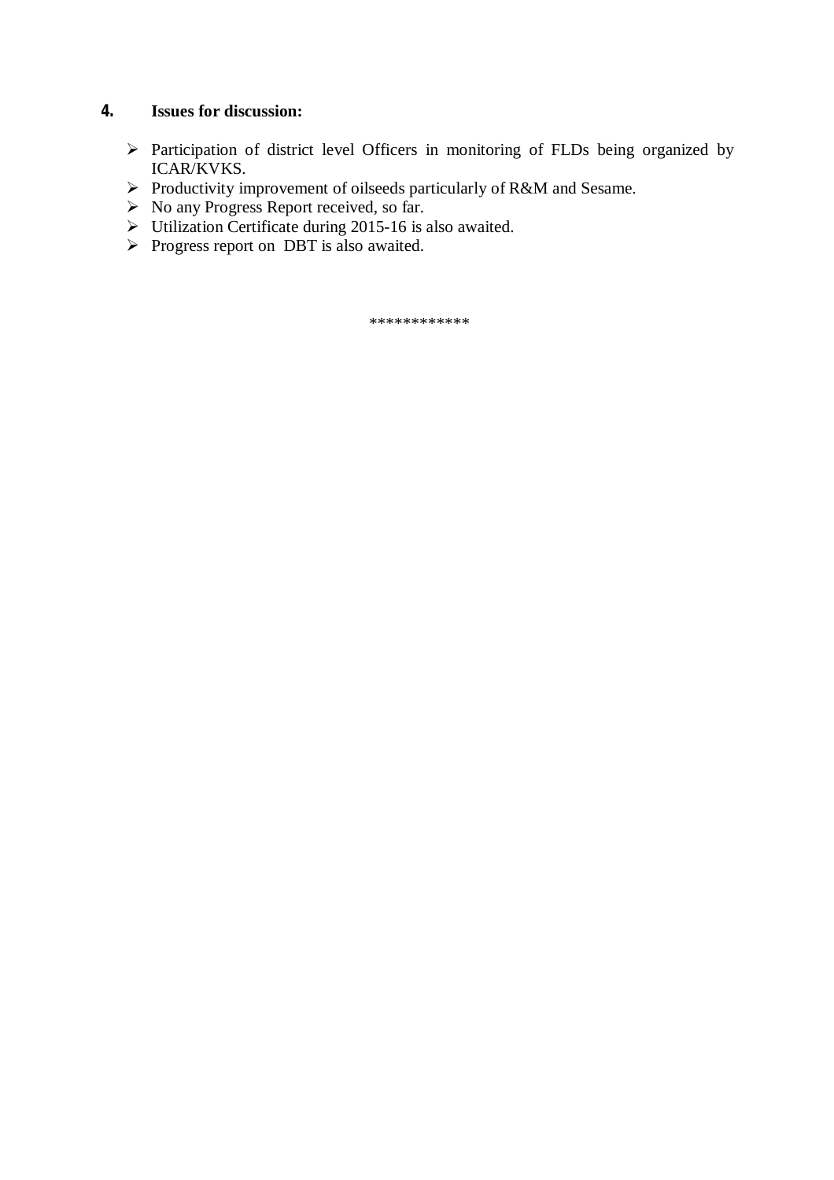## 4. Issues for discussion:

- Participation of district level Officers in monitoring of FLDs being organized by ICAR/KVKS.
- Productivity improvement of oilseeds particularly of R&M and Sesame.
- No any Progress Report received, so far.
- Utilization Certificate during 2015-16 is also awaited.
- Progress report on DBT is also awaited.

************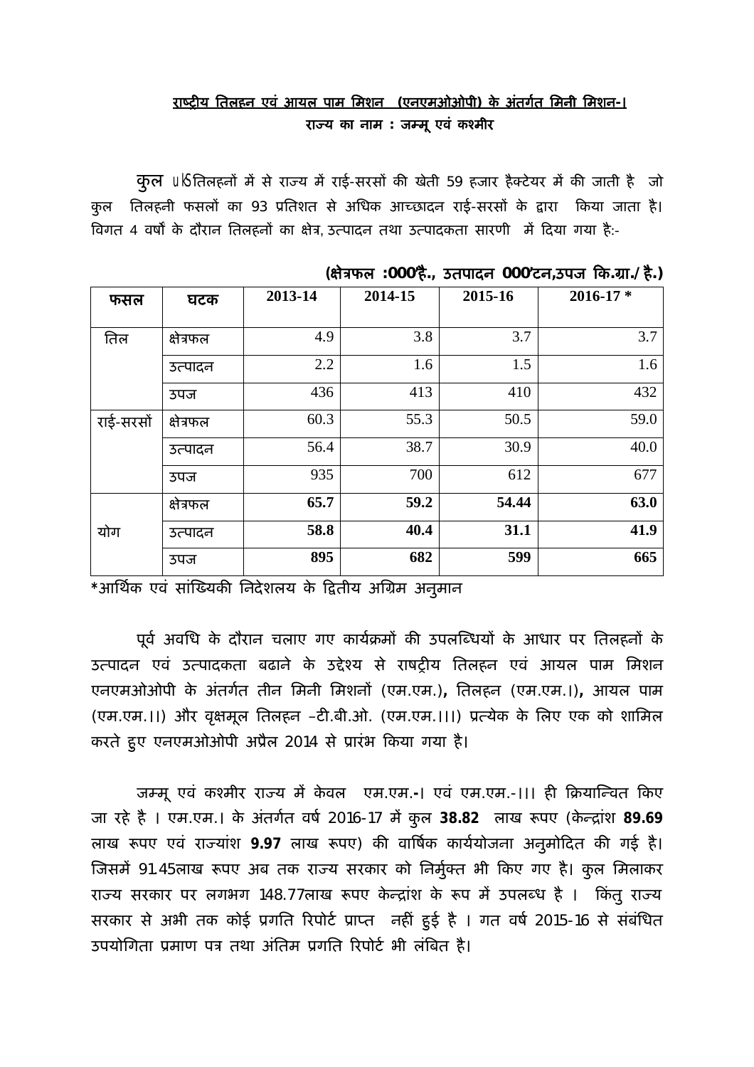**राष्ट्रीय तिलहन एवं आयल पाम मिशन (एनएमओओपी) के अंतर्गत मिनी मिशन-I**

**राज्य का नाम : जम्मू एवं कश्मीर**

कुल ॥ठतिलहनों में से राज्य में राई-सरसों की खेती 59 हजार हैक्टेयर में की जाती है जो कुल तिलहनी फसलों का 93 प्रतिशत से अधिक आच्छादन राई-सरसों के द्वारा किया जाता है। विगत 4 वर्षों के दौरान तिलहनों का क्षेत्र, उत्पादन तथा उत्पादकता सारणी में दिया गया है:-

**(क्षेत्रफल :000'है., उतपादन 000'टन,उपज कि.ग्रा./ है.)**

| फसल | घटक | 2013-14 | 2014-15 | 2015-16 | 2016-17 * |
|---|---|---|---|---|---|
| तिल | क्षेत्रफल | 4.9 | 3.8 | 3.7 | 3.7 |
| | उत्पादन | 2.2 | 1.6 | 1.5 | 1.6 |
| | उपज | 436 | 413 | 410 | 432 |
| राई-सरसों | क्षेत्रफल | 60.3 | 55.3 | 50.5 | 59.0 |
| | उत्पादन | 56.4 | 38.7 | 30.9 | 40.0 |
| | उपज | 935 | 700 | 612 | 677 |
| योग | क्षेत्रफल | **65.7** | **59.2** | **54.44** | **63.0** |
| | उत्पादन | **58.8** | **40.4** | **31.1** | **41.9** |
| | उपज | **895** | **682** | **599** | **665** |

*आर्थिक एवं सांख्यिकी निदेशलय के द्वितीय अग्रिम अनुमान

पूर्व अवधि के दौरान चलाए गए कार्यक्रमों की उपलब्धियों के आधार पर तिलहनों के उत्पादन एवं उत्पादकता बढाने के उद्देश्य से राषट्रीय तिलहन एवं आयल पाम मिशन एनएमओओपी के अंतर्गत तीन मिनी मिशनों (एम.एम.), तिलहन (एम.एम.I), आयल पाम (एम.एम.II) और वृक्षमूल तिलहन –टी.बी.ओ. (एम.एम.III) प्रत्येक के लिए एक को शामिल करते हुए एनएमओओपी अप्रैल 2014 से प्रारंभ किया गया है।

जम्मू एवं कश्मीर राज्य में केवल एम.एम.-I एवं एम.एम.-III ही क्रियान्वित किए जा रहे है । एम.एम.I के अंतर्गत वर्ष 2016-17 में कुल **38.82** लाख रूपए (केन्द्रांश **89.69** लाख रूपए एवं राज्यांश **9.97** लाख रूपए) की वार्षिक कार्ययोजना अनुमोदित की गई है। जिसमें 91.45लाख रूपए अब तक राज्य सरकार को निर्मुक्त भी किए गए है। कुल मिलाकर राज्य सरकार पर लगभग 148.77लाख रूपए केन्द्रांश के रूप में उपलब्ध है । किंतु राज्य सरकार से अभी तक कोई प्रगति रिपोर्ट प्राप्त नहीं हुई है । गत वर्ष 2015-16 से संबंधित उपयोगिता प्रमाण पत्र तथा अंतिम प्रगति रिपोर्ट भी लंबित है।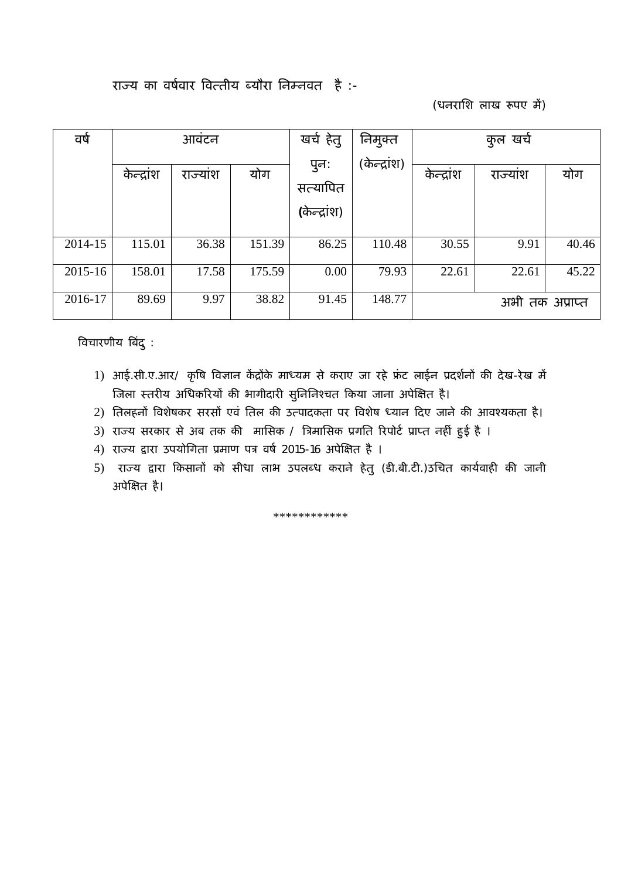राज्य का वर्षवार वित्तीय ब्यौरा निम्नवत है :-

(धनराशि लाख रूपए में)

| वर्ष | आवंटन | | | खर्च हेतु पुन: सत्यापित (केन्द्रांश) | निमुक्त (केन्द्रांश) | कुल खर्च | | |
|---|---|---|---|---|---|---|---|---|
| | केन्द्रांश | राज्यांश | योग | | | केन्द्रांश | राज्यांश | योग |
| 2014-15 | 115.01 | 36.38 | 151.39 | 86.25 | 110.48 | 30.55 | 9.91 | 40.46 |
| 2015-16 | 158.01 | 17.58 | 175.59 | 0.00 | 79.93 | 22.61 | 22.61 | 45.22 |
| 2016-17 | 89.69 | 9.97 | 38.82 | 91.45 | 148.77 | अभी तक अप्राप्त | | |

विचारणीय बिंदु :

1) आई.सी.ए.आर/ कृषि विज्ञान केंद्रोंके माध्यम से कराए जा रहे फ्रंट लाईन प्रदर्शनों की देख-रेख में जिला स्तरीय अधिकरियों की भागीदारी सुनिनिश्चत किया जाना अपेक्षित है।
2) तिलहनों विशेषकर सरसों एवं तिल की उत्पादकता पर विशेष ध्यान दिए जाने की आवश्यकता है।
3) राज्य सरकार से अब तक की मासिक / त्रिमासिक प्रगति रिपोर्ट प्राप्त नहीं हुई है ।
4) राज्य द्वारा उपयोगिता प्रमाण पत्र वर्ष 2015-16 अपेक्षित है ।
5) राज्य द्वारा किसानों को सीधा लाभ उपलब्ध कराने हेतु (डी.बी.टी.)उचित कार्यवाही की जानी अपेक्षित है।

************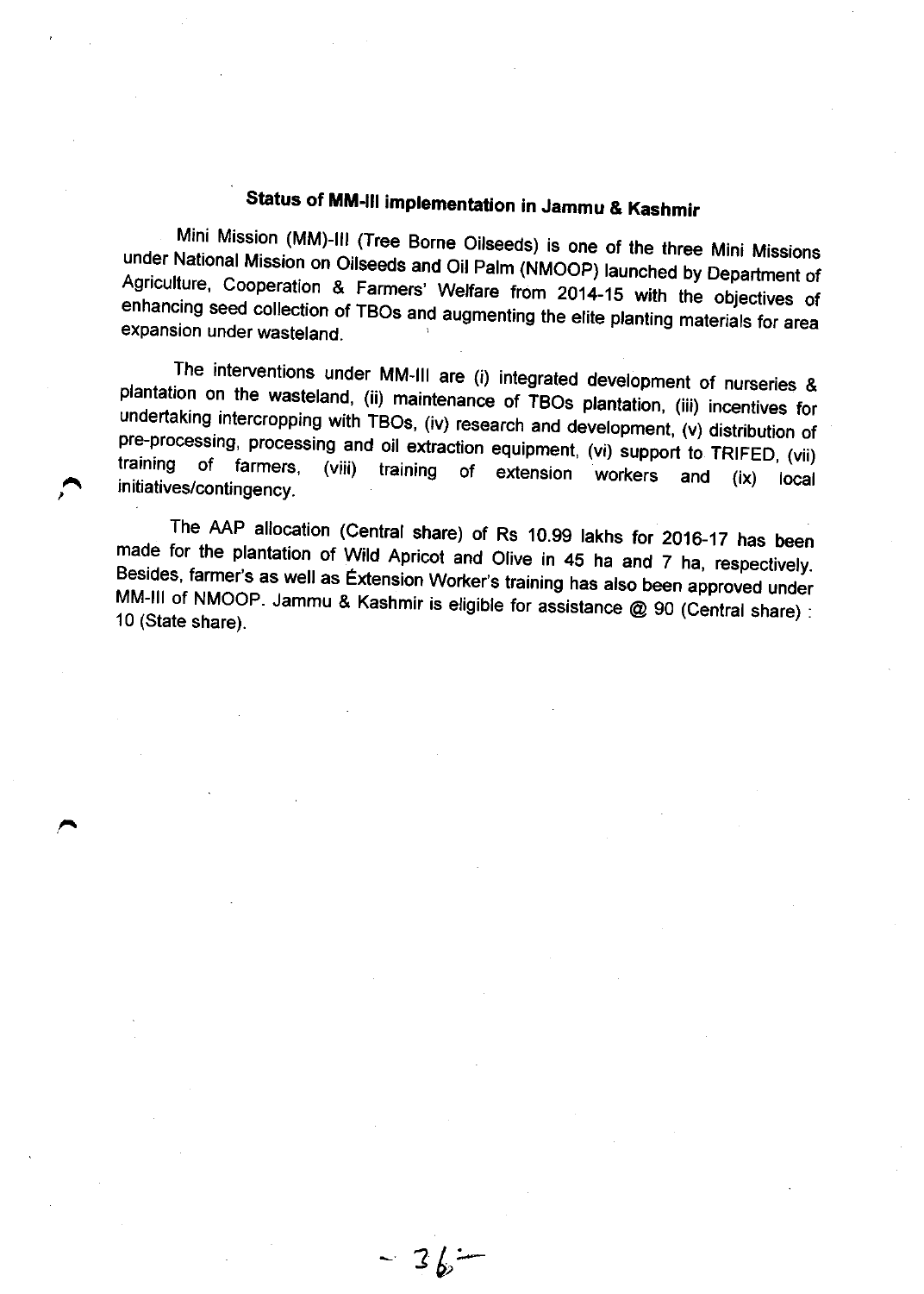## Status of MM-III implementation in Jammu & Kashmir

Mini Mission (MM)-III (Tree Borne Oilseeds) is one of the three Mini Missions under National Mission on Oilseeds and Oil Palm (NMOOP) launched by Department of Agriculture, Cooperation & Farmers' Welfare from 2014-15 with the objectives of enhancing seed collection of TBOs and augmenting the elite planting materials for area expansion under wasteland.

The interventions under MM-III are (i) integrated development of nurseries & plantation on the wasteland, (ii) maintenance of TBOs plantation, (iii) incentives for undertaking intercropping with TBOs, (iv) research and development, (v) distribution of pre-processing, processing and oil extraction equipment, (vi) support to TRIFED, (vii) training of farmers, (viii) training of extension workers and (ix) local initiatives/contingency.

The AAP allocation (Central share) of Rs 10.99 lakhs for 2016-17 has been made for the plantation of Wild Apricot and Olive in 45 ha and 7 ha, respectively. Besides, farmer's as well as Extension Worker's training has also been approved under MM-III of NMOOP. Jammu & Kashmir is eligible for assistance @ 90 (Central share) : 10 (State share).